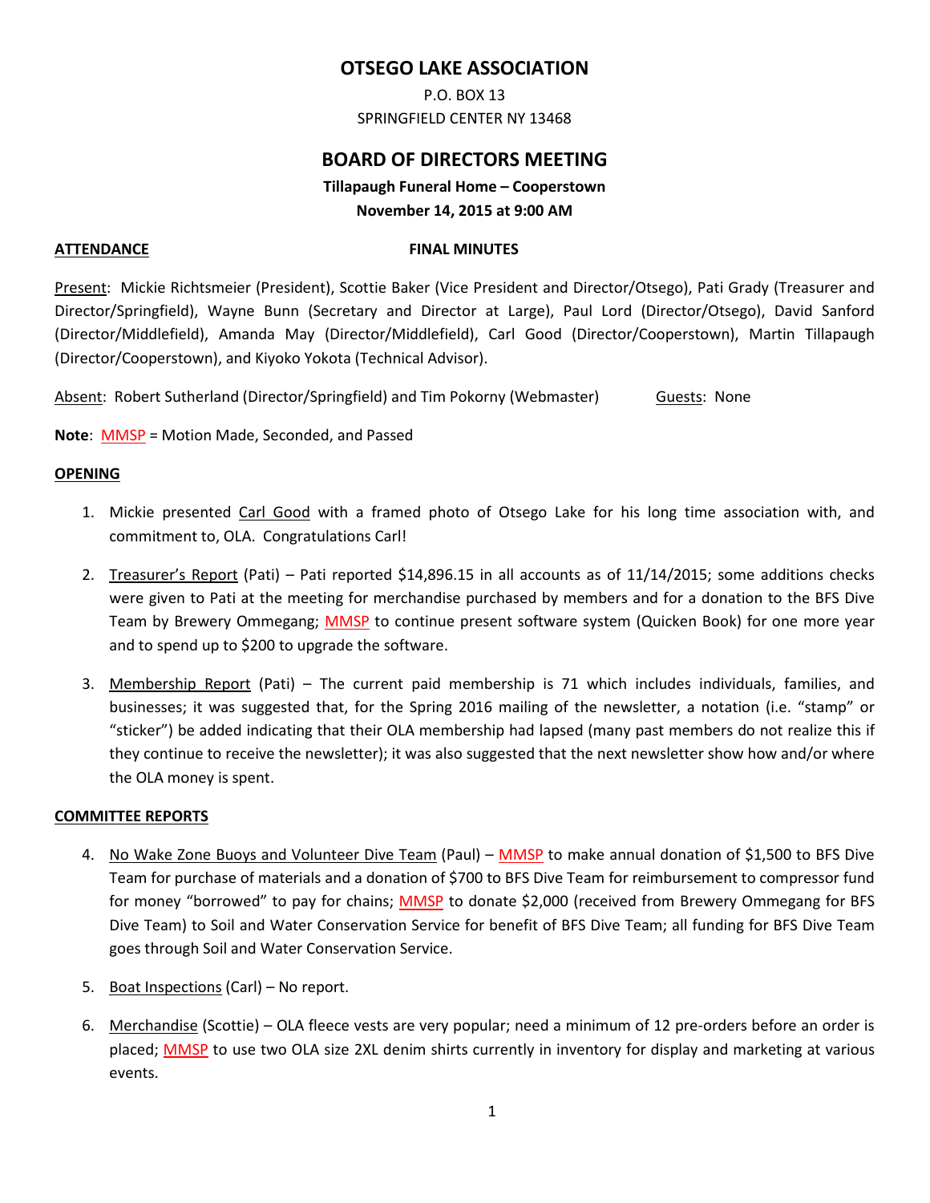# OTSEGO LAKE ASSOCIATION

P.O. BOX 13
SPRINGFIELD CENTER NY 13468

## BOARD OF DIRECTORS MEETING

**Tillapaugh Funeral Home – Cooperstown**
**November 14, 2015 at 9:00 AM**

**ATTENDANCE** **FINAL MINUTES**

Present: Mickie Richtsmeier (President), Scottie Baker (Vice President and Director/Otsego), Pati Grady (Treasurer and Director/Springfield), Wayne Bunn (Secretary and Director at Large), Paul Lord (Director/Otsego), David Sanford (Director/Middlefield), Amanda May (Director/Middlefield), Carl Good (Director/Cooperstown), Martin Tillapaugh (Director/Cooperstown), and Kiyoko Yokota (Technical Advisor).

Absent: Robert Sutherland (Director/Springfield) and Tim Pokorny (Webmaster) Guests: None

**Note**: MMSP = Motion Made, Seconded, and Passed

**OPENING**

1. Mickie presented Carl Good with a framed photo of Otsego Lake for his long time association with, and commitment to, OLA. Congratulations Carl!

2. Treasurer's Report (Pati) – Pati reported $14,896.15 in all accounts as of 11/14/2015; some additions checks were given to Pati at the meeting for merchandise purchased by members and for a donation to the BFS Dive Team by Brewery Ommegang; MMSP to continue present software system (Quicken Book) for one more year and to spend up to $200 to upgrade the software.

3. Membership Report (Pati) – The current paid membership is 71 which includes individuals, families, and businesses; it was suggested that, for the Spring 2016 mailing of the newsletter, a notation (i.e. "stamp" or "sticker") be added indicating that their OLA membership had lapsed (many past members do not realize this if they continue to receive the newsletter); it was also suggested that the next newsletter show how and/or where the OLA money is spent.

**COMMITTEE REPORTS**

4. No Wake Zone Buoys and Volunteer Dive Team (Paul) – MMSP to make annual donation of $1,500 to BFS Dive Team for purchase of materials and a donation of $700 to BFS Dive Team for reimbursement to compressor fund for money "borrowed" to pay for chains; MMSP to donate $2,000 (received from Brewery Ommegang for BFS Dive Team) to Soil and Water Conservation Service for benefit of BFS Dive Team; all funding for BFS Dive Team goes through Soil and Water Conservation Service.

5. Boat Inspections (Carl) – No report.

6. Merchandise (Scottie) – OLA fleece vests are very popular; need a minimum of 12 pre-orders before an order is placed; MMSP to use two OLA size 2XL denim shirts currently in inventory for display and marketing at various events.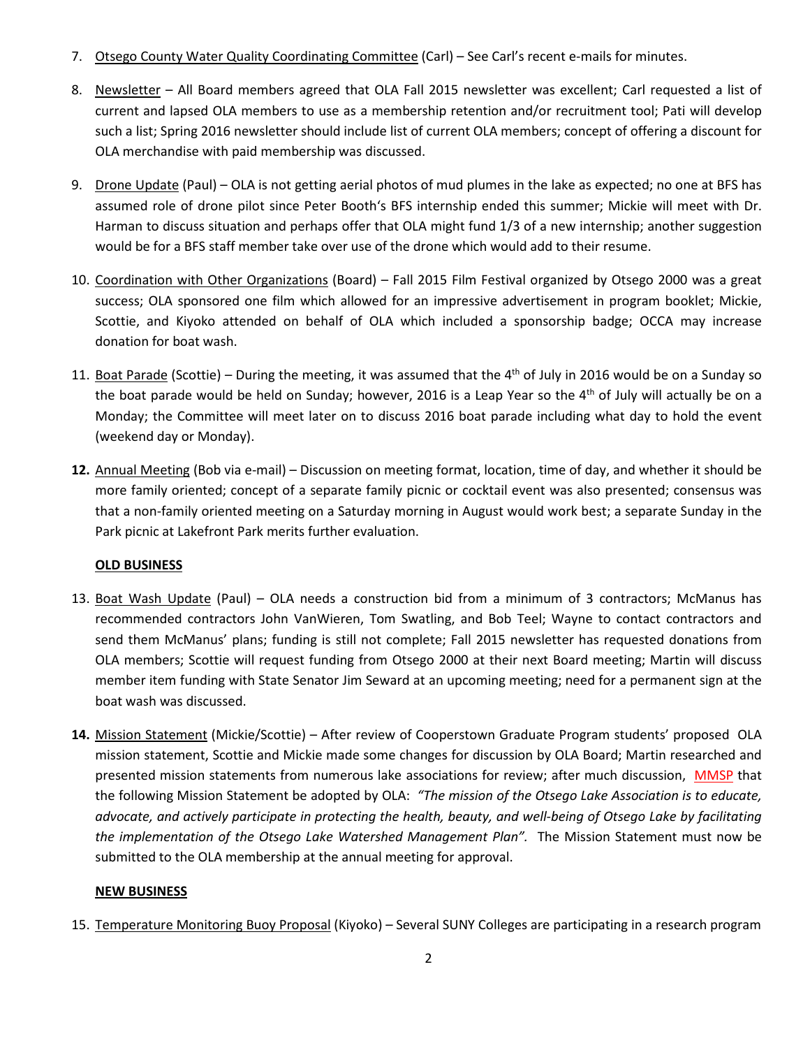7. Otsego County Water Quality Coordinating Committee (Carl) – See Carl's recent e-mails for minutes.

8. Newsletter – All Board members agreed that OLA Fall 2015 newsletter was excellent; Carl requested a list of current and lapsed OLA members to use as a membership retention and/or recruitment tool; Pati will develop such a list; Spring 2016 newsletter should include list of current OLA members; concept of offering a discount for OLA merchandise with paid membership was discussed.

9. Drone Update (Paul) – OLA is not getting aerial photos of mud plumes in the lake as expected; no one at BFS has assumed role of drone pilot since Peter Booth's BFS internship ended this summer; Mickie will meet with Dr. Harman to discuss situation and perhaps offer that OLA might fund 1/3 of a new internship; another suggestion would be for a BFS staff member take over use of the drone which would add to their resume.

10. Coordination with Other Organizations (Board) – Fall 2015 Film Festival organized by Otsego 2000 was a great success; OLA sponsored one film which allowed for an impressive advertisement in program booklet; Mickie, Scottie, and Kiyoko attended on behalf of OLA which included a sponsorship badge; OCCA may increase donation for boat wash.

11. Boat Parade (Scottie) – During the meeting, it was assumed that the 4th of July in 2016 would be on a Sunday so the boat parade would be held on Sunday; however, 2016 is a Leap Year so the 4th of July will actually be on a Monday; the Committee will meet later on to discuss 2016 boat parade including what day to hold the event (weekend day or Monday).

**12.** Annual Meeting (Bob via e-mail) – Discussion on meeting format, location, time of day, and whether it should be more family oriented; concept of a separate family picnic or cocktail event was also presented; consensus was that a non-family oriented meeting on a Saturday morning in August would work best; a separate Sunday in the Park picnic at Lakefront Park merits further evaluation.

**OLD BUSINESS**

13. Boat Wash Update (Paul) – OLA needs a construction bid from a minimum of 3 contractors; McManus has recommended contractors John VanWieren, Tom Swatling, and Bob Teel; Wayne to contact contractors and send them McManus' plans; funding is still not complete; Fall 2015 newsletter has requested donations from OLA members; Scottie will request funding from Otsego 2000 at their next Board meeting; Martin will discuss member item funding with State Senator Jim Seward at an upcoming meeting; need for a permanent sign at the boat wash was discussed.

**14.** Mission Statement (Mickie/Scottie) – After review of Cooperstown Graduate Program students' proposed OLA mission statement, Scottie and Mickie made some changes for discussion by OLA Board; Martin researched and presented mission statements from numerous lake associations for review; after much discussion, MMSP that the following Mission Statement be adopted by OLA: *"The mission of the Otsego Lake Association is to educate, advocate, and actively participate in protecting the health, beauty, and well-being of Otsego Lake by facilitating the implementation of the Otsego Lake Watershed Management Plan".* The Mission Statement must now be submitted to the OLA membership at the annual meeting for approval.

**NEW BUSINESS**

15. Temperature Monitoring Buoy Proposal (Kiyoko) – Several SUNY Colleges are participating in a research program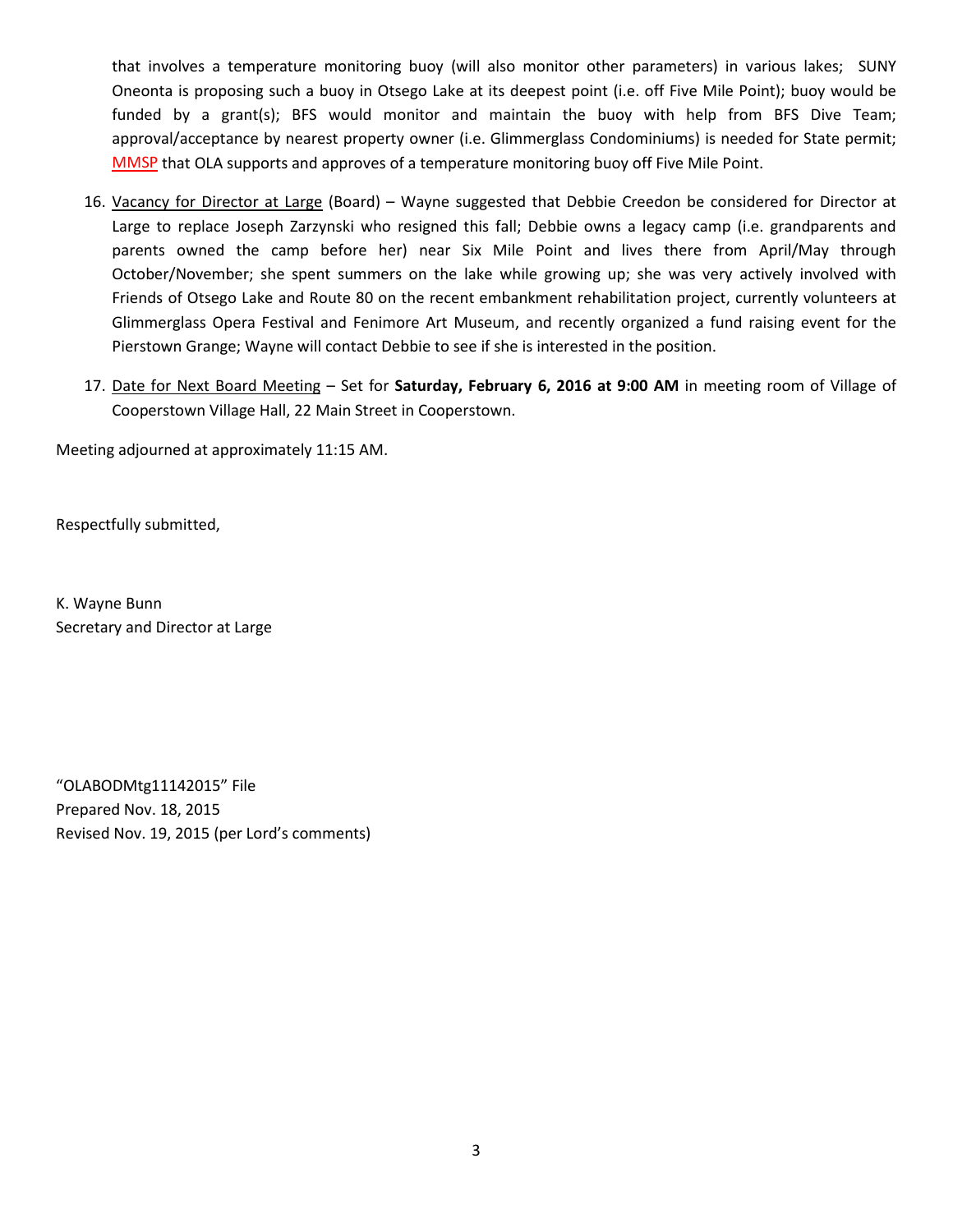that involves a temperature monitoring buoy (will also monitor other parameters) in various lakes; SUNY Oneonta is proposing such a buoy in Otsego Lake at its deepest point (i.e. off Five Mile Point); buoy would be funded by a grant(s); BFS would monitor and maintain the buoy with help from BFS Dive Team; approval/acceptance by nearest property owner (i.e. Glimmerglass Condominiums) is needed for State permit; MMSP that OLA supports and approves of a temperature monitoring buoy off Five Mile Point.

16. Vacancy for Director at Large (Board) – Wayne suggested that Debbie Creedon be considered for Director at Large to replace Joseph Zarzynski who resigned this fall; Debbie owns a legacy camp (i.e. grandparents and parents owned the camp before her) near Six Mile Point and lives there from April/May through October/November; she spent summers on the lake while growing up; she was very actively involved with Friends of Otsego Lake and Route 80 on the recent embankment rehabilitation project, currently volunteers at Glimmerglass Opera Festival and Fenimore Art Museum, and recently organized a fund raising event for the Pierstown Grange; Wayne will contact Debbie to see if she is interested in the position.

17. Date for Next Board Meeting – Set for **Saturday, February 6, 2016 at 9:00 AM** in meeting room of Village of Cooperstown Village Hall, 22 Main Street in Cooperstown.

Meeting adjourned at approximately 11:15 AM.

Respectfully submitted,

K. Wayne Bunn
Secretary and Director at Large

"OLABODMtg11142015" File
Prepared Nov. 18, 2015
Revised Nov. 19, 2015 (per Lord's comments)